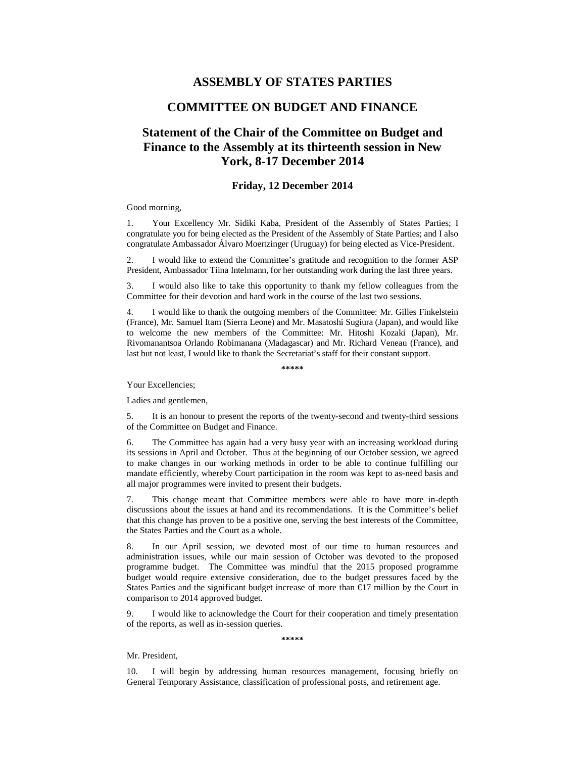# ASSEMBLY OF STATES PARTIES

# COMMITTEE ON BUDGET AND FINANCE

## Statement of the Chair of the Committee on Budget and Finance to the Assembly at its thirteenth session in New York, 8-17 December 2014

### Friday, 12 December 2014

Good morning,

1. Your Excellency Mr. Sidiki Kaba, President of the Assembly of States Parties; I congratulate you for being elected as the President of the Assembly of State Parties; and I also congratulate Ambassador Álvaro Moertzinger (Uruguay) for being elected as Vice-President.

2. I would like to extend the Committee's gratitude and recognition to the former ASP President, Ambassador Tiina Intelmann, for her outstanding work during the last three years.

3. I would also like to take this opportunity to thank my fellow colleagues from the Committee for their devotion and hard work in the course of the last two sessions.

4. I would like to thank the outgoing members of the Committee: Mr. Gilles Finkelstein (France), Mr. Samuel Itam (Sierra Leone) and Mr. Masatoshi Sugiura (Japan), and would like to welcome the new members of the Committee: Mr. Hitoshi Kozaki (Japan), Mr. Rivomanantsoa Orlando Robimanana (Madagascar) and Mr. Richard Veneau (France), and last but not least, I would like to thank the Secretariat's staff for their constant support.

\*\*\*\*\*

Your Excellencies;

Ladies and gentlemen,

5. It is an honour to present the reports of the twenty-second and twenty-third sessions of the Committee on Budget and Finance.

6. The Committee has again had a very busy year with an increasing workload during its sessions in April and October. Thus at the beginning of our October session, we agreed to make changes in our working methods in order to be able to continue fulfilling our mandate efficiently, whereby Court participation in the room was kept to as-need basis and all major programmes were invited to present their budgets.

7. This change meant that Committee members were able to have more in-depth discussions about the issues at hand and its recommendations. It is the Committee's belief that this change has proven to be a positive one, serving the best interests of the Committee, the States Parties and the Court as a whole.

8. In our April session, we devoted most of our time to human resources and administration issues, while our main session of October was devoted to the proposed programme budget. The Committee was mindful that the 2015 proposed programme budget would require extensive consideration, due to the budget pressures faced by the States Parties and the significant budget increase of more than €17 million by the Court in comparison to 2014 approved budget.

9. I would like to acknowledge the Court for their cooperation and timely presentation of the reports, as well as in-session queries.

\*\*\*\*\*

Mr. President,

10. I will begin by addressing human resources management, focusing briefly on General Temporary Assistance, classification of professional posts, and retirement age.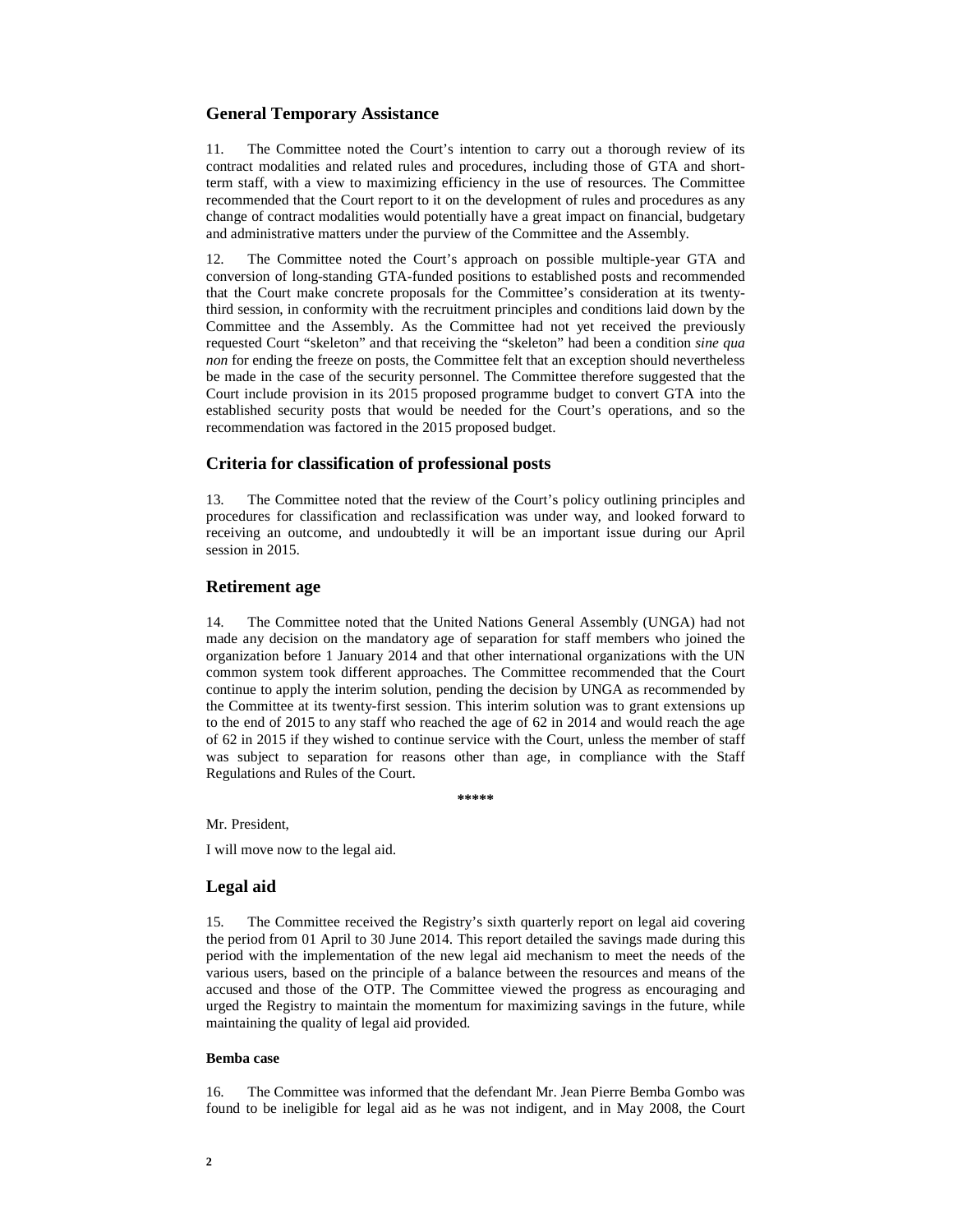## General Temporary Assistance

11. The Committee noted the Court's intention to carry out a thorough review of its contract modalities and related rules and procedures, including those of GTA and short-term staff, with a view to maximizing efficiency in the use of resources. The Committee recommended that the Court report to it on the development of rules and procedures as any change of contract modalities would potentially have a great impact on financial, budgetary and administrative matters under the purview of the Committee and the Assembly.

12. The Committee noted the Court's approach on possible multiple-year GTA and conversion of long-standing GTA-funded positions to established posts and recommended that the Court make concrete proposals for the Committee's consideration at its twenty-third session, in conformity with the recruitment principles and conditions laid down by the Committee and the Assembly. As the Committee had not yet received the previously requested Court "skeleton" and that receiving the "skeleton" had been a condition *sine qua non* for ending the freeze on posts, the Committee felt that an exception should nevertheless be made in the case of the security personnel. The Committee therefore suggested that the Court include provision in its 2015 proposed programme budget to convert GTA into the established security posts that would be needed for the Court's operations, and so the recommendation was factored in the 2015 proposed budget.

## Criteria for classification of professional posts

13. The Committee noted that the review of the Court's policy outlining principles and procedures for classification and reclassification was under way, and looked forward to receiving an outcome, and undoubtedly it will be an important issue during our April session in 2015.

## Retirement age

14. The Committee noted that the United Nations General Assembly (UNGA) had not made any decision on the mandatory age of separation for staff members who joined the organization before 1 January 2014 and that other international organizations with the UN common system took different approaches. The Committee recommended that the Court continue to apply the interim solution, pending the decision by UNGA as recommended by the Committee at its twenty-first session. This interim solution was to grant extensions up to the end of 2015 to any staff who reached the age of 62 in 2014 and would reach the age of 62 in 2015 if they wished to continue service with the Court, unless the member of staff was subject to separation for reasons other than age, in compliance with the Staff Regulations and Rules of the Court.

*****

Mr. President,

I will move now to the legal aid.

## Legal aid

15. The Committee received the Registry's sixth quarterly report on legal aid covering the period from 01 April to 30 June 2014. This report detailed the savings made during this period with the implementation of the new legal aid mechanism to meet the needs of the various users, based on the principle of a balance between the resources and means of the accused and those of the OTP. The Committee viewed the progress as encouraging and urged the Registry to maintain the momentum for maximizing savings in the future, while maintaining the quality of legal aid provided.

#### Bemba case

16. The Committee was informed that the defendant Mr. Jean Pierre Bemba Gombo was found to be ineligible for legal aid as he was not indigent, and in May 2008, the Court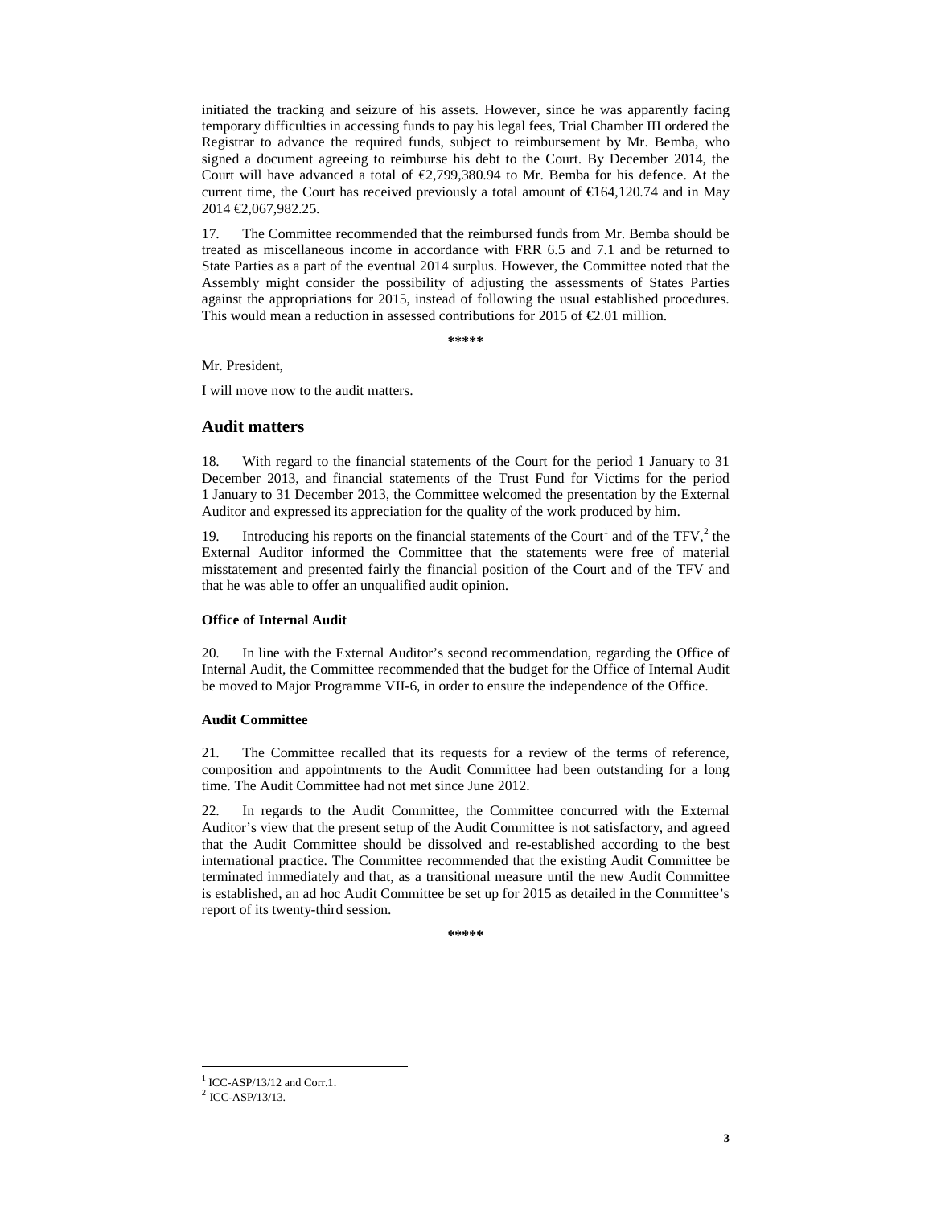initiated the tracking and seizure of his assets. However, since he was apparently facing temporary difficulties in accessing funds to pay his legal fees, Trial Chamber III ordered the Registrar to advance the required funds, subject to reimbursement by Mr. Bemba, who signed a document agreeing to reimburse his debt to the Court. By December 2014, the Court will have advanced a total of €2,799,380.94 to Mr. Bemba for his defence. At the current time, the Court has received previously a total amount of €164,120.74 and in May 2014 €2,067,982.25.

17. The Committee recommended that the reimbursed funds from Mr. Bemba should be treated as miscellaneous income in accordance with FRR 6.5 and 7.1 and be returned to State Parties as a part of the eventual 2014 surplus. However, the Committee noted that the Assembly might consider the possibility of adjusting the assessments of States Parties against the appropriations for 2015, instead of following the usual established procedures. This would mean a reduction in assessed contributions for 2015 of €2.01 million.

*****

Mr. President,

I will move now to the audit matters.

## Audit matters

18. With regard to the financial statements of the Court for the period 1 January to 31 December 2013, and financial statements of the Trust Fund for Victims for the period 1 January to 31 December 2013, the Committee welcomed the presentation by the External Auditor and expressed its appreciation for the quality of the work produced by him.

19. Introducing his reports on the financial statements of the Court[1] and of the TFV,[2] the External Auditor informed the Committee that the statements were free of material misstatement and presented fairly the financial position of the Court and of the TFV and that he was able to offer an unqualified audit opinion.

### Office of Internal Audit

20. In line with the External Auditor's second recommendation, regarding the Office of Internal Audit, the Committee recommended that the budget for the Office of Internal Audit be moved to Major Programme VII-6, in order to ensure the independence of the Office.

### Audit Committee

21. The Committee recalled that its requests for a review of the terms of reference, composition and appointments to the Audit Committee had been outstanding for a long time. The Audit Committee had not met since June 2012.

22. In regards to the Audit Committee, the Committee concurred with the External Auditor's view that the present setup of the Audit Committee is not satisfactory, and agreed that the Audit Committee should be dissolved and re-established according to the best international practice. The Committee recommended that the existing Audit Committee be terminated immediately and that, as a transitional measure until the new Audit Committee is established, an ad hoc Audit Committee be set up for 2015 as detailed in the Committee's report of its twenty-third session.

*****

[1] ICC-ASP/13/12 and Corr.1.

[2] ICC-ASP/13/13.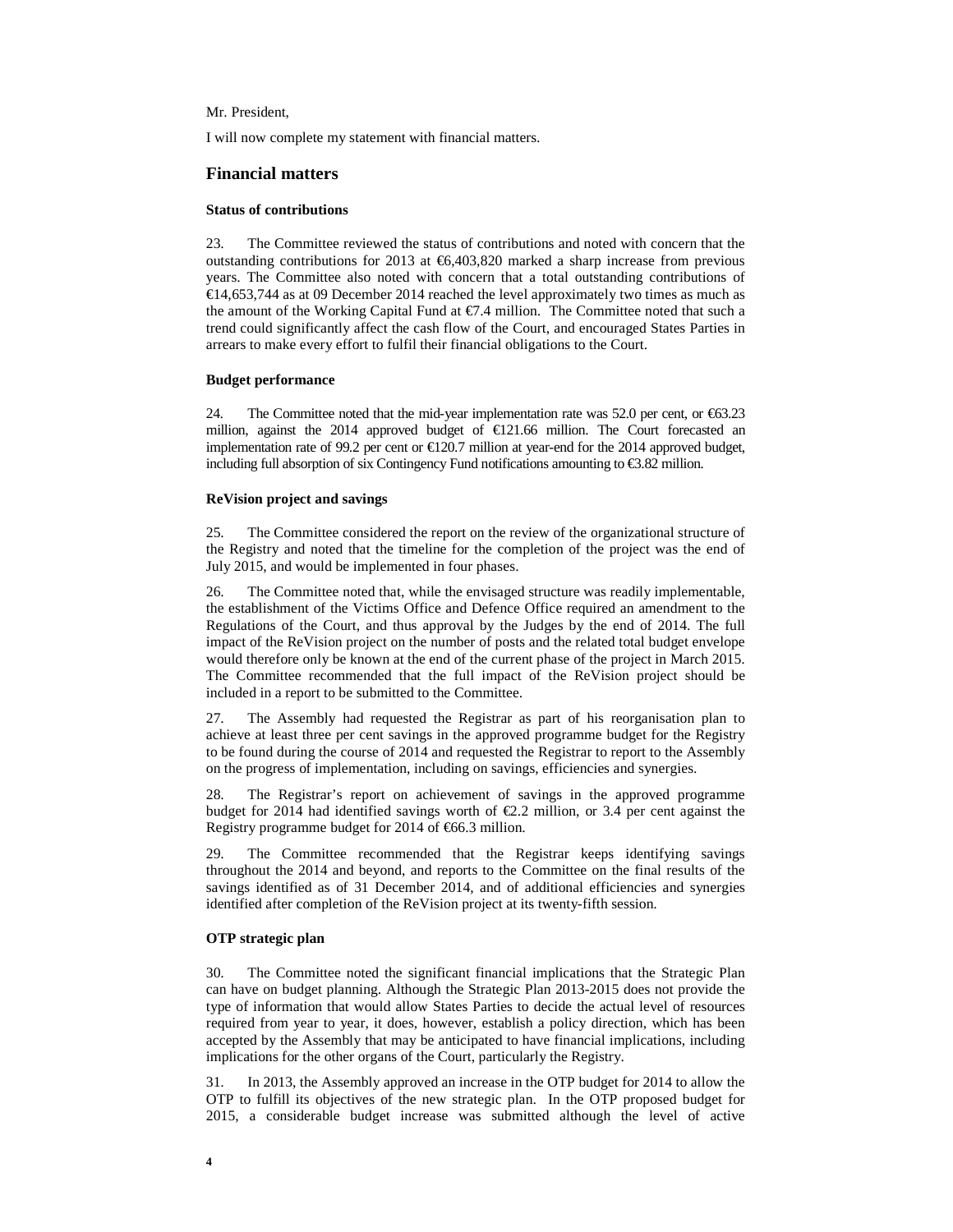Mr. President,

I will now complete my statement with financial matters.

## Financial matters

**Status of contributions**

23. The Committee reviewed the status of contributions and noted with concern that the outstanding contributions for 2013 at €6,403,820 marked a sharp increase from previous years. The Committee also noted with concern that a total outstanding contributions of €14,653,744 as at 09 December 2014 reached the level approximately two times as much as the amount of the Working Capital Fund at €7.4 million. The Committee noted that such a trend could significantly affect the cash flow of the Court, and encouraged States Parties in arrears to make every effort to fulfil their financial obligations to the Court.

**Budget performance**

24. The Committee noted that the mid-year implementation rate was 52.0 per cent, or €63.23 million, against the 2014 approved budget of €121.66 million. The Court forecasted an implementation rate of 99.2 per cent or €120.7 million at year-end for the 2014 approved budget, including full absorption of six Contingency Fund notifications amounting to €3.82 million.

**ReVision project and savings**

25. The Committee considered the report on the review of the organizational structure of the Registry and noted that the timeline for the completion of the project was the end of July 2015, and would be implemented in four phases.

26. The Committee noted that, while the envisaged structure was readily implementable, the establishment of the Victims Office and Defence Office required an amendment to the Regulations of the Court, and thus approval by the Judges by the end of 2014. The full impact of the ReVision project on the number of posts and the related total budget envelope would therefore only be known at the end of the current phase of the project in March 2015. The Committee recommended that the full impact of the ReVision project should be included in a report to be submitted to the Committee.

27. The Assembly had requested the Registrar as part of his reorganisation plan to achieve at least three per cent savings in the approved programme budget for the Registry to be found during the course of 2014 and requested the Registrar to report to the Assembly on the progress of implementation, including on savings, efficiencies and synergies.

28. The Registrar's report on achievement of savings in the approved programme budget for 2014 had identified savings worth of €2.2 million, or 3.4 per cent against the Registry programme budget for 2014 of €66.3 million.

29. The Committee recommended that the Registrar keeps identifying savings throughout the 2014 and beyond, and reports to the Committee on the final results of the savings identified as of 31 December 2014, and of additional efficiencies and synergies identified after completion of the ReVision project at its twenty-fifth session.

**OTP strategic plan**

30. The Committee noted the significant financial implications that the Strategic Plan can have on budget planning. Although the Strategic Plan 2013-2015 does not provide the type of information that would allow States Parties to decide the actual level of resources required from year to year, it does, however, establish a policy direction, which has been accepted by the Assembly that may be anticipated to have financial implications, including implications for the other organs of the Court, particularly the Registry.

31. In 2013, the Assembly approved an increase in the OTP budget for 2014 to allow the OTP to fulfill its objectives of the new strategic plan. In the OTP proposed budget for 2015, a considerable budget increase was submitted although the level of active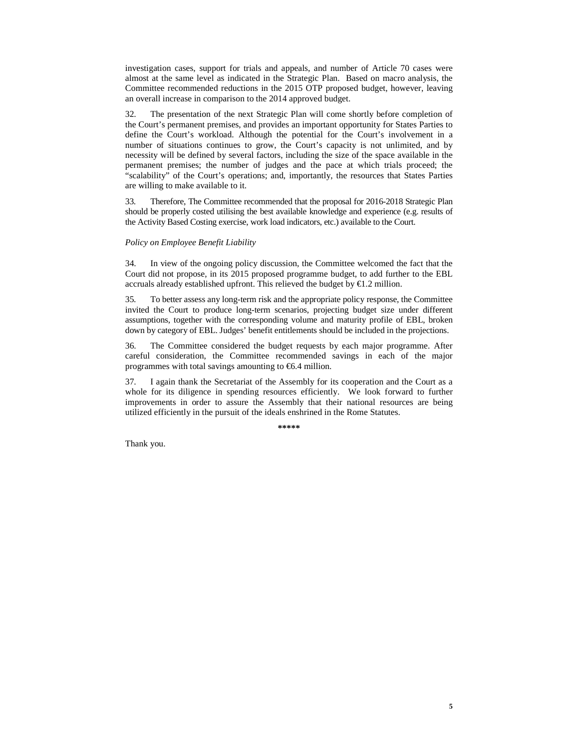investigation cases, support for trials and appeals, and number of Article 70 cases were almost at the same level as indicated in the Strategic Plan. Based on macro analysis, the Committee recommended reductions in the 2015 OTP proposed budget, however, leaving an overall increase in comparison to the 2014 approved budget.

32. The presentation of the next Strategic Plan will come shortly before completion of the Court's permanent premises, and provides an important opportunity for States Parties to define the Court's workload. Although the potential for the Court's involvement in a number of situations continues to grow, the Court's capacity is not unlimited, and by necessity will be defined by several factors, including the size of the space available in the permanent premises; the number of judges and the pace at which trials proceed; the "scalability" of the Court's operations; and, importantly, the resources that States Parties are willing to make available to it.

33. Therefore, The Committee recommended that the proposal for 2016-2018 Strategic Plan should be properly costed utilising the best available knowledge and experience (e.g. results of the Activity Based Costing exercise, work load indicators, etc.) available to the Court.

*Policy on Employee Benefit Liability*

34. In view of the ongoing policy discussion, the Committee welcomed the fact that the Court did not propose, in its 2015 proposed programme budget, to add further to the EBL accruals already established upfront. This relieved the budget by €1.2 million.

35. To better assess any long-term risk and the appropriate policy response, the Committee invited the Court to produce long-term scenarios, projecting budget size under different assumptions, together with the corresponding volume and maturity profile of EBL, broken down by category of EBL. Judges' benefit entitlements should be included in the projections.

36. The Committee considered the budget requests by each major programme. After careful consideration, the Committee recommended savings in each of the major programmes with total savings amounting to €6.4 million.

37. I again thank the Secretariat of the Assembly for its cooperation and the Court as a whole for its diligence in spending resources efficiently. We look forward to further improvements in order to assure the Assembly that their national resources are being utilized efficiently in the pursuit of the ideals enshrined in the Rome Statutes.

\*\*\*\*\*

Thank you.